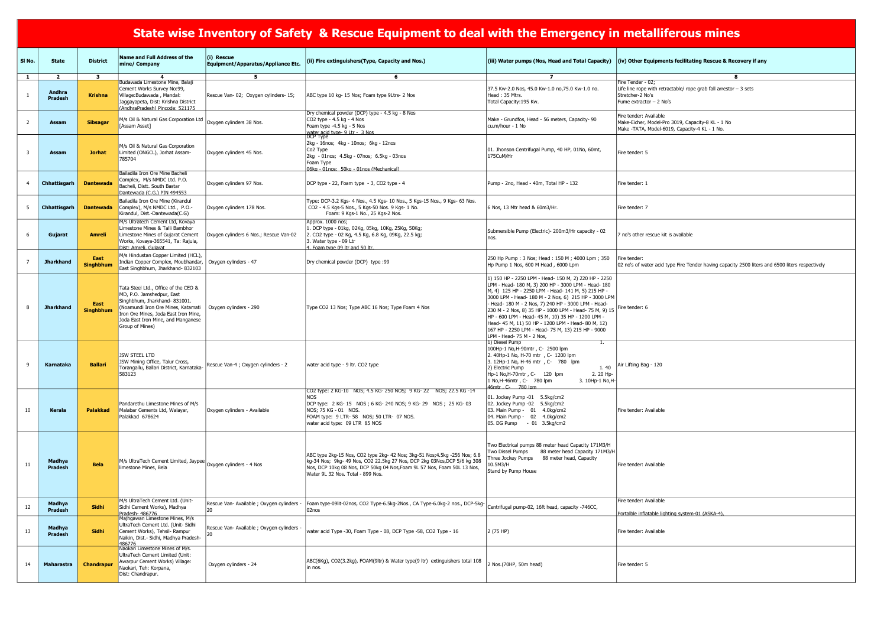# State wise Inventory of Safety & Rescue Equipment to deal with the Emergency in metalliferous mines

| Sl No. | State | District | Name and Full Address of the mine/ Company | (i) Rescue Equipment/Apparatus/Appliance Etc. | (ii) Fire extinguishers(Type, Capacity and Nos.) | (iii) Water pumps (Nos, Head and Total Capacity) | (iv) Other Equipments facilitating Rescue & Recovery if any |
|---|---|---|---|---|---|---|---|
| 1 | 2 | 3 | 4 | 5 | 6 | 7 | 8 |
| 1 | Andhra Pradesh | Krishna | Budawada Limestone Mine, Balaji Cement Works Survey No:99, Village:Budawada , Mandal: Jaggayapeta, Dist: Krishna District (AndhraPradesh) Pincode: 521175 | Rescue Van- 02; Oxygen cylinders- 15; | ABC type 10 kg- 15 Nos; Foam type 9Ltrs- 2 Nos | 37.5 Kw-2.0 Nos, 45.0 Kw-1.0 no,75.0 Kw-1.0 no.<br>Head : 35 Mtrs.<br>Total Capacity:195 Kw. | Fire Tender - 02;<br>Life line rope with retractable/ rope grab fall arrestor – 3 sets<br>Stretcher-2 No's<br>Fume extractor – 2 No's |
| 2 | Assam | Sibsagar | M/s Oil & Natural Gas Corporation Ltd [Assam Asset] | Oxygen cylinders 38 Nos. | Dry chemical powder (DCP) type - 4.5 kg - 8 Nos<br>CO2 type - 4.5 kg - 4 Nos<br>Foam type -4.5 kg - 5 Nos<br>water acid type- 9 Ltr - 3 Nos | Make - Grundfos, Head - 56 meters, Capacity- 90 cu.m/hour - 1 No | Fire tender: Available<br>Make-Eicher, Model-Pro 3019, Capacity-8 KL - 1 No<br>Make -TATA, Model-6019, Capacity-4 KL - 1 No. |
| 3 | Assam | Jorhat | M/s Oil & Natural Gas Corporation Limited (ONGCL), Jorhat Assam-785704 | Oxygen cylinders 45 Nos. | DCP Type<br>2kg - 16nos; 4kg - 10nos; 6kg - 12nos<br>Co2 Type<br>2kg - 01nos; 4.5kg - 07nos; 6.5kg - 03nos<br>Foam Type<br>06kg - 01nos; 50kg - 01nos (Mechanical) | 01. Jhonson Centrifugal Pump, 40 HP, 01No, 60mt, 175CuM/Hr | Fire tender: 5 |
| 4 | Chhattisgarh | Dantewada | Bailadila Iron Ore Mine Bacheli Complex, M/s NMDC Ltd. P.O. Bacheli, Distt. South Bastar Dantewada (C.G.) PIN 494553 | Oxygen cylinders 97 Nos. | DCP type - 22, Foam type - 3, CO2 type - 4 | Pump - 2no, Head - 40m, Total HP - 132 | Fire tender: 1 |
| 5 | Chhattisgarh | Dantewada | Bailadila Iron Ore Mine (Kirandul Complex), M/s NMDC Ltd., P.O.- Kirandul, Dist.-Dantewada(C.G) | Oxygen cylinders 178 Nos. | Type: DCP-3.2 Kgs- 4 Nos., 4.5 Kgs- 10 Nos., 5 Kgs-15 Nos., 9 Kgs- 63 Nos.<br>CO2 - 4.5 Kgs-5 Nos., 5 Kgs-50 Nos. 9 Kgs- 1 No.<br>Foam: 9 Kgs-1 No., 25 Kgs-2 Nos. | 6 Nos, 13 Mtr head & 60m3/Hr. | Fire tender: 7 |
| 6 | Gujarat | Amreli | M/s Ultratech Cement Ltd, Kovaya Limestone Mines & Talli Bambhor Limestone Mines of Gujarat Cement Works, Kovaya-365541, Ta: Rajula, Dist: Amreli, Gujarat | Oxygen cylinders 6 Nos.; Rescue Van-02 | Approx. 1000 nos;<br>1. DCP type - 01kg, 02Kg, 05kg, 10Kg, 25Kg, 50Kg;<br>2. CO2 type - 02 Kg, 4.5 Kg, 6.8 Kg, 09Kg, 22.5 kg;<br>3. Water type - 09 Ltr<br>4. Foam type 09 ltr and 50 ltr. | Submersible Pump (Electric)- 200m3/Hr capacity - 02 nos. | 7 no's other rescue kit is available |
| 7 | Jharkhand | East Singhbhum | M/s Hindustan Copper Limited (HCL), Indian Copper Complex, Moubhandar, East Singhbhum, Jharkhand- 832103 | Oxygen cylinders - 47 | Dry chemical powder (DCP) type :99 | 250 Hp Pump : 3 Nos; Head : 150 M ; 4000 Lpm ; 350 Hp Pump 1 Nos, 600 M Head , 6000 Lpm | Fire tender:<br>02 no's of water acid type Fire Tender having capacity 2500 liters and 6500 liters respectively |
| 8 | Jharkhand | East Singhbhum | Tata Steel Ltd., Office of the CEO & MD, P.O. Jamshedpur, East Singhbhum, Jharkhand- 831001. (Noamundi Iron Ore Mines, Katamati Iron Ore Mines, Joda East Iron Mine, Joda East Iron Mine, and Manganese Group of Mines) | Oxygen cylinders - 290 | Type CO2 13 Nos; Type ABC 16 Nos; Type Foam 4 Nos | 1) 150 HP - 2250 LPM - Head- 150 M, 2) 220 HP - 2250 LPM - Head- 180 M, 3) 200 HP - 3000 LPM - Head- 180 M, 4) 125 HP - 2250 LPM - Head- 141 M, 5) 215 HP - 3000 LPM - Head- 180 M - 2 Nos, 6) 215 HP - 3000 LPM - Head- 180 M - 2 Nos, 7) 240 HP - 3000 LPM - Head- 230 M - 2 Nos, 8) 35 HP - 1000 LPM - Head- 75 M, 9) 15 HP - 600 LPM - Head- 45 M, 10) 35 HP - 1200 LPM - Head- 45 M, 11) 50 HP - 1200 LPM - Head- 80 M, 12) 167 HP - 2250 LPM - Head- 75 M, 13) 215 HP - 9000 LPM - Head- 75 M - 2 Nos, | Fire tender: 6 |
| 9 | Karnataka | Ballari | JSW STEEL LTD<br>JSW Mining Office, Talur Cross, Torangallu, Ballari District, Karnataka-583123 | Rescue Van-4 ; Oxygen cylinders - 2 | water acid type - 9 ltr. CO2 type | 1) Diesel Pump 1. 100Hp-1 No,H-90mtr , C- 2500 lpm<br>2. 40Hp-1 No, H-70 mtr , C- 1200 lpm<br>3. 12Hp-1 No, H-46 mtr , C- 780 lpm<br>2) Electric Pump 1. 40 Hp-1 No,H-70mtr , C- 120 lpm 2. 20 Hp-1 No,H-46mtr , C- 780 lpm 3. 10Hp-1 No,H-46mtr , C- 780 lpm | Air Lifting Bag - 120 |
| 10 | Kerala | Palakkad | Pandarethu Limestone Mines of M/s Malabar Cements Ltd, Walayar, Palakkad 678624 | Oxygen cylinders - Available | CO2 type: 2 KG-10 NOS; 4.5 KG- 250 NOS; 9 KG- 22 NOS; 22.5 KG -14 NOS<br>DCP type: 2 KG- 15 NOS ; 6 KG- 240 NOS; 9 KG- 29 NOS ; 25 KG- 03 NOS; 75 KG - 01 NOS.<br>FOAM type: 9 LTR- 58 NOS; 50 LTR- 07 NOS.<br>water acid type: 09 LTR 85 NOS | 01. Jockey Pump -01 5.5kg/cm2<br>02. Jockey Pump -02 5.5kg/cm2<br>03. Main Pump - 01 4.0kg/cm2<br>04. Main Pump - 02 4.0kg/cm2<br>05. DG Pump - 01 3.5kg/cm2 | Fire tender: Available |
| 11 | Madhya Pradesh | Bela | M/s UltraTech Cement Limited, Jaypee limestone Mines, Bela | Oxygen cylinders - 4 Nos | ABC type 2kg-15 Nos, CO2 type 2kg- 42 Nos; 3kg-51 Nos;4.5kg -256 Nos; 6.8 kg-34 Nos; 9kg- 49 Nos, CO2 22.5kg 27 Nos, DCP 2kg 03Nos,DCP 5/6 kg 308 Nos, DCP 10kg 08 Nos, DCP 50kg 04 Nos,Foam 9L 57 Nos, Foam 50L 13 Nos, Water 9L 32 Nos. Total - 899 Nos. | Two Electrical pumps 88 meter head Capacity 171M3/H<br>Two Dissel Pumps 88 meter head Capacity 171M3/H<br>Three Jockey Pumps 88 meter head, Capacity 10.5M3/H<br>Stand by Pump House | Fire tender: Available |
| 12 | Madhya Pradesh | Sidhi | M/s UltraTech Cement Ltd. (Unit-Sidhi Cement Works), Madhya Pradesh- 486776 | Rescue Van- Available ; Oxygen cylinders - 20 | Foam type-09lit-02nos, CO2 Type-6.5kg-2Nos., CA Type-6.0kg-2 nos., DCP-5kg-02nos | Centrifugal pump-02, 16ft head, capacity -746CC, | Fire tender: Available<br>Portalble inflatable lighting system-01 (ASKA-4), |
| 13 | Madhya Pradesh | Sidhi | Majhgawan Limestone Mines, M/s UltraTech Cement Ltd. (Unit- Sidhi Cement Works), Tehsil- Rampur Naikin, Dist.- Sidhi, Madhya Pradesh-486776 | Rescue Van- Available ; Oxygen cylinders - 20 | water acid Type -30, Foam Type - 08, DCP Type -58, CO2 Type - 16 | 2 (75 HP) | Fire tender: Available |
| 14 | Maharastra | Chandrapur | Naokari Limestone Mines of M/s. UltraTech Cement Limited (Unit: Awarpur Cement Works) Village: Naokari, Teh: Korpana, Dist: Chandrapur. | Oxygen cylinders - 24 | ABC(6Kg), CO2(3.2kg), FOAM(9ltr) & Water type(9 ltr) extinguishers total 108 in nos. | 2 Nos.(70HP, 50m head) | Fire tender: 5 |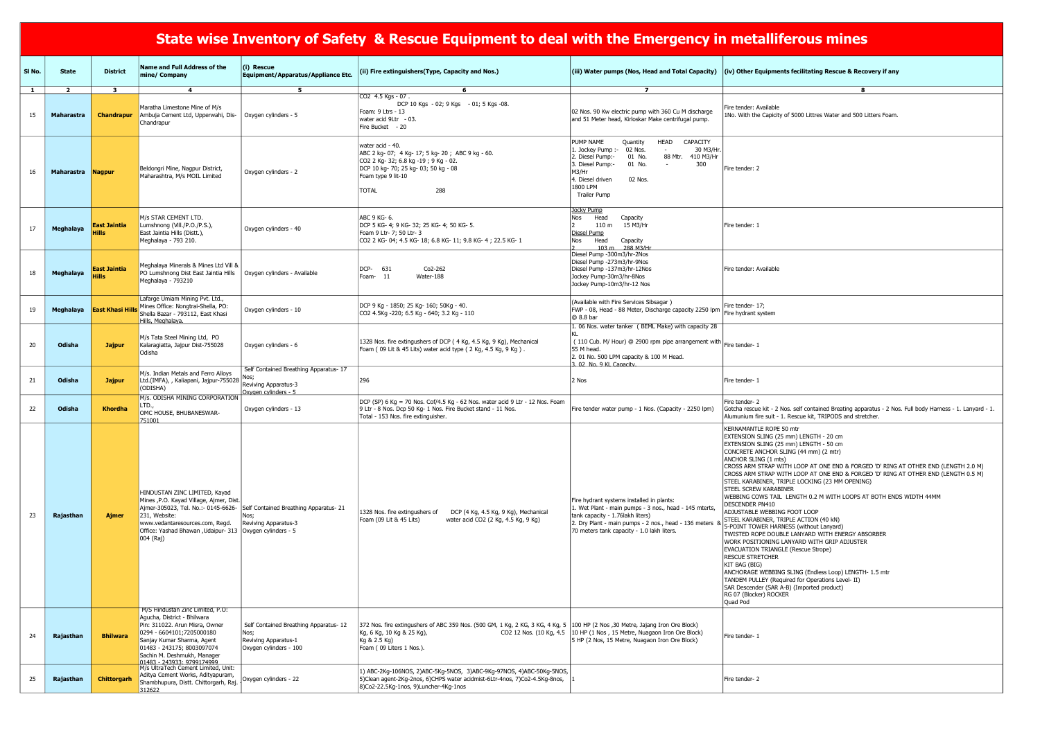# State wise Inventory of Safety & Rescue Equipment to deal with the Emergency in metalliferous mines

| Sl No. | State | District | Name and Full Address of the mine/ Company | (i) Rescue Equipment/Apparatus/Appliance Etc. | (ii) Fire extinguishers(Type, Capacity and Nos.) | (iii) Water pumps (Nos, Head and Total Capacity) | (iv) Other Equipments facilitating Rescue & Recovery if any |
|---|---|---|---|---|---|---|---|
| 1 | 2 | 3 | 4 | 5 | 6 | 7 | 8 |
| 15 | Maharastra | Chandrapur | Maratha Limestone Mine of M/s Ambuja Cement Ltd, Upperwahi, Dis- Chandrapur | Oxygen cylinders - 5 | CO2 4.5 Kgs - 07 . DCP 10 Kgs - 02; 9 Kgs - 01; 5 Kgs -08. Foam: 9 Ltrs - 13 water acid 9Ltr - 03. Fire Bucket - 20 | 02 Nos. 90 Kw electric pump with 360 Cu M discharge and 51 Meter head, Kirloskar Make centrifugal pump. | Fire tender: Available 1No. With the Capicity of 5000 Littres Water and 500 Litters Foam. |
| 16 | Maharastra | Nagpur | Beldongri Mine, Nagpur District, Maharashtra, M/s MOIL Limited | Oxygen cylinders - 2 | water acid - 40. ABC 2 kg- 07; 4 Kg- 17; 5 kg- 20 ; ABC 9 kg - 60. CO2 2 Kg- 32; 6.8 kg -19 ; 9 Kg - 02. DCP 10 kg- 70; 25 kg- 03; 50 kg - 08 Foam type 9 lit-10 TOTAL 288 | PUMP NAME Quantity HEAD CAPACITY 1. Jockey Pump :- 02 Nos. - 30 M3/Hr. 2. Diesel Pump:- 01 No. 88 Mtr. 410 M3/Hr 3. Diesel Pump:- 01 No. - 300 M3/Hr 4. Diesel driven 02 Nos. 1800 LPM Trailer Pump | Fire tender: 2 |
| 17 | Meghalaya | East Jaintia Hills | M/s STAR CEMENT LTD. Lumshnong (Vill./P.O./P.S.), East Jaintia Hills (Distt.), Meghalaya - 793 210. | Oxygen cylinders - 40 | ABC 9 KG- 6. DCP 5 KG- 4; 9 KG- 32; 25 KG- 4; 50 KG- 5. Foam 9 Ltr- 7; 50 Ltr- 3 CO2 2 KG- 04; 4.5 KG- 18; 6.8 KG- 11; 9.8 KG- 4 ; 22.5 KG- 1 | Jocky Pump Nos Head Capacity 2 110 m 15 M3/Hr Diesel Pump Nos Head Capacity 2 103 m 288 M3/Hr | Fire tender: 1 |
| 18 | Meghalaya | East Jaintia Hills | Meghalaya Minerals & Mines Ltd Vill & PO Lumshnong Dist East Jaintia Hills Meghalaya - 793210 | Oxygen cylinders - Available | DCP- 631 Co2-262 Foam- 11 Water-188 | Diesel Pump -300m3/hr-2Nos Diesel Pump -273m3/hr-9Nos Diesel Pump -137m3/hr-12Nos Jockey Pump-30m3/hr-8Nos Jockey Pump-10m3/hr-12 Nos | Fire tender: Available |
| 19 | Meghalaya | East Khasi Hills | Lafarge Umiam Mining Pvt. Ltd., Mines Office: Nongtrai-Shella, PO: Shella Bazar - 793112, East Khasi Hills, Meghalaya. | Oxygen cylinders - 10 | DCP 9 Kg - 1850; 25 Kg- 160; 50Kg - 40. CO2 4.5Kg -220; 6.5 Kg - 640; 3.2 Kg - 110 | (Available with Fire Services Sibsagar ) FWP - 08, Head - 88 Meter, Discharge capacity 2250 lpm @ 8.8 bar | Fire tender- 17; Fire hydrant system |
| 20 | Odisha | Jajpur | M/s Tata Steel Mining Ltd, PO Kalaragiatta, Jajpur Dist-755028 Odisha | Oxygen cylinders - 6 | 1328 Nos. fire extinguishers of DCP ( 4 Kg, 4.5 Kg, 9 Kg), Mechanical Foam ( 09 Lit & 45 Lits) water acid type ( 2 Kg, 4.5 Kg, 9 Kg ) . | 1. 06 Nos. water tanker ( BEML Make) with capacity 28 KL ( 110 Cub. M/ Hour) @ 2900 rpm pipe arrangement with 55 M head. 2. 01 No. 500 LPM capacity & 100 M Head. 3. 02 No. 9 KL Capacity. | Fire tender- 1 |
| 21 | Odisha | Jajpur | M/s. Indian Metals and Ferro Alloys Ltd.(IMFA), , Kaliapani, Jajpur-755028 (ODISHA) | Self Contained Breathing Apparatus- 17 Nos; Reviving Apparatus-3 Oxygen cylinders - 5 | 296 | 2 Nos | Fire tender- 1 |
| 22 | Odisha | Khordha | M/s. ODISHA MINING CORPORATION LTD., OMC HOUSE, BHUBANESWAR-751001 | Oxygen cylinders - 13 | DCP (SP) 6 Kg = 70 Nos. Cof/4.5 Kg - 62 Nos. water acid 9 Ltr - 12 Nos. Foam 9 Ltr - 8 Nos. Dcp 50 Kg- 1 Nos. Fire Bucket stand - 11 Nos. Total - 153 Nos. fire extinguisher. | Fire tender water pump - 1 Nos. (Capacity - 2250 lpm) | Fire tender- 2 Gotcha rescue kit - 2 Nos. self contained Breating apparatus - 2 Nos. Full body Harness - 1. Lanyard - 1. Alumunium fire suit - 1. Rescue kit, TRIPODS and stretcher. |
| 23 | Rajasthan | Ajmer | HINDUSTAN ZINC LIMITED, Kayad Mines ,P.O. Kayad Village, Ajmer, Dist. Ajmer-305023, Tel. No.:- 0145-6626-231, Website: www.vedantaresources.com, Regd. Office: Yashad Bhawan ,Udaipur- 313 004 (Raj) | Self Contained Breathing Apparatus- 21 Nos; Reviving Apparatus-3 Oxygen cylinders - 5 | 1328 Nos. fire extinguishers of DCP (4 Kg, 4.5 Kg, 9 Kg), Mechanical Foam (09 Lit & 45 Lits) water acid CO2 (2 Kg, 4.5 Kg, 9 Kg) | Fire hydrant systems installed in plants: 1. Wet Plant - main pumps - 3 nos., head - 145 mterts, tank capacity - 1.76lakh liters) 2. Dry Plant - main pumps - 2 nos., head - 136 meters & 70 meters tank capacity - 1.0 lakh liters. | KERNAMANTLE ROPE 50 mtr EXTENSION SLING (25 mm) LENGTH - 20 cm EXTENSION SLING (25 mm) LENGTH - 50 cm CONCRETE ANCHOR SLING (44 mm) (2 mtr) ANCHOR SLING (1 mts) CROSS ARM STRAP WITH LOOP AT ONE END & FORGED 'D' RING AT OTHER END (LENGTH 2.0 M) CROSS ARM STRAP WITH LOOP AT ONE END & FORGED 'D' RING AT OTHER END (LENGTH 0.5 M) STEEL KARABINER, TRIPLE LOCKING (23 MM OPENING) STEEL SCREW KARABINER WEBBING COWS TAIL LENGTH 0.2 M WITH LOOPS AT BOTH ENDS WIDTH 44MM DESCENDER PN410 ADJUSTABLE WEBBING FOOT LOOP STEEL KARABINER, TRIPLE ACTION (40 kN) 5-POINT TOWER HARNESS (without Lanyard) TWISTED ROPE DOUBLE LANYARD WITH ENERGY ABSORBER WORK POSITIONING LANYARD WITH GRIP ADJUSTER EVACUATION TRIANGLE (Rescue Strope) RESCUE STRETCHER KIT BAG (BIG) ANCHORAGE WEBBING SLING (Endless Loop) LENGTH- 1.5 mtr TANDEM PULLEY (Required for Operations Level- II) SAR Descender (SAR A-B) (Imported product) RG 07 (Blocker) ROCKER Quad Pod |
| 24 | Rajasthan | Bhilwara | M/S Hindustan Zinc Limited, P.O: Agucha, District - Bhilwara Pin: 311022. Arun Misra, Owner 0294 - 6604101;7205000180 Sanjay Kumar Sharma, Agent 01483 - 243175; 8003097074 Sachin M. Deshmukh, Manager 01483 - 243933; 9799174999 | Self Contained Breathing Apparatus- 12 Nos; Reviving Apparatus-1 Oxygen cylinders - 100 | 372 Nos. fire extinguishers of ABC 359 Nos. (500 GM, 1 Kg, 2 KG, 3 KG, 4 Kg, 5 Kg, 6 Kg, 10 Kg & 25 Kg), CO2 12 Nos. (10 Kg, 4.5 Kg & 2.5 Kg) Foam ( 09 Liters 1 Nos.). | 100 HP (2 Nos ,30 Metre, Jajang Iron Ore Block) 10 HP (1 Nos , 15 Metre, Nuagaon Iron Ore Block) 5 HP (2 Nos, 15 Metre, Nuagaon Iron Ore Block) | Fire tender- 1 |
| 25 | Rajasthan | Chittorgarh | M/s UltraTech Cement Limited, Unit: Aditya Cement Works, Adityapuram, Shambhupura, Distt. Chittorgarh, Raj. 312622 | Oxygen cylinders - 22 | 1) ABC-2Kg-106NOS, 2)ABC-5Kg-5NOS, 3)ABC-9Kg-97NOS, 4)ABC-50Kg-5NOS, 5)Clean agent-2Kg-2nos, 6)CHPS water acidmist-6Ltr-4nos, 7)Co2-4.5Kg-8nos, 8)Co2-22.5Kg-1nos, 9)Luncher-4Kg-1nos | 1 | Fire tender- 2 |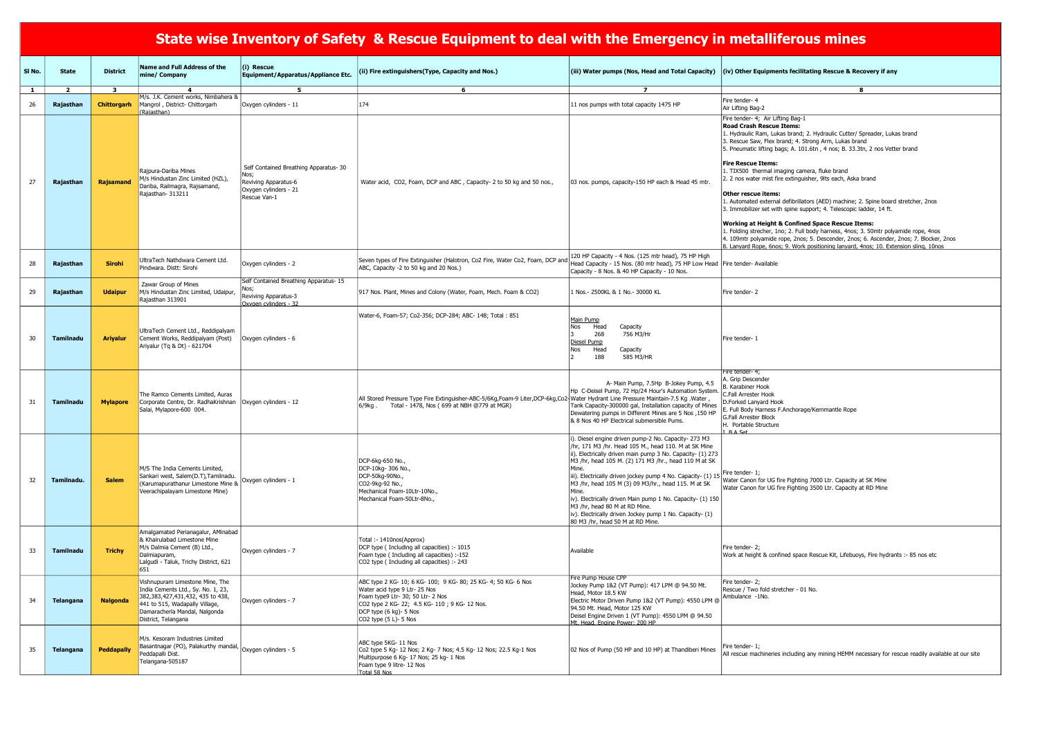# State wise Inventory of Safety & Rescue Equipment to deal with the Emergency in metalliferous mines

| Sl No. | State | District | Name and Full Address of the mine/ Company | (i) Rescue Equipment/Apparatus/Appliance Etc. | (ii) Fire extinguishers(Type, Capacity and Nos.) | (iii) Water pumps (Nos, Head and Total Capacity) | (iv) Other Equipments facilitating Rescue & Recovery if any |
|---|---|---|---|---|---|---|---|
| 1 | 2 | 3 | 4 | 5 | 6 | 7 | 8 |
| 26 | Rajasthan | Chittorgarh | M/s. J.K. Cement works, Nimbahera & Mangrol , District- Chittorgarh (Rajasthan) | Oxygen cylinders - 11 | 174 | 11 nos pumps with total capacity 1475 HP | Fire tender- 4<br>Air Lifting Bag-2 |
| 27 | Rajasthan | Rajsamand | Rajpura-Dariba Mines<br>M/s Hindustan Zinc Limited (HZL), Dariba, Railmagra, Rajsamand, Rajasthan- 313211 | Self Contained Breathing Apparatus- 30 Nos;<br>Reviving Apparatus-6<br>Oxygen cylinders - 21<br>Rescue Van-1 | Water acid, $CO_2$, Foam, DCP and ABC , Capacity- 2 to 50 kg and 50 nos., | 03 nos. pumps, capacity-150 HP each & Head 45 mtr. | Fire tender- 4; Air Lifting Bag-1<br>**Road Crash Rescue Items:**<br>1. Hydraulic Ram, Lukas brand; 2. Hydraulic Cutter/ Spreader, Lukas brand<br>3. Rescue Saw, Flex brand; 4. Strong Arm, Lukas brand<br>5. Pneumatic lifting bags; A. 101.6tn , 4 nos; B. 33.3tn, 2 nos Vetter brand<br>**Fire Rescue Items:**<br>1. TIX500 thermal imaging camera, fluke brand<br>2. 2 nos water mist fire extinguisher, 9lts each, Aska brand<br>**Other rescue items:**<br>1. Automated external defibrillators (AED) machine; 2. Spine board stretcher, 2nos<br>3. Immobilizer set with spine support; 4. Telescopic ladder, 14 ft.<br>**Working at Height & Confined Space Rescue Items:**<br>1. Folding strecher, 1no; 2. Full body harness, 4nos; 3. 50mtr polyamide rope, 4nos<br>4. 109mtr polyamide rope, 2nos; 5. Descender, 2nos; 6. Ascender, 2nos; 7. Blocker, 2nos<br>8. Lanyard Rope, 6nos; 9. Work positioning lanyard, 4nos; 10. Extension sling, 10nos |
| 28 | Rajasthan | Sirohi | UltraTech Nathdwara Cement Ltd. Pindwara. Distt: Sirohi | Oxygen cylinders - 2 | Seven types of Fire Extinguisher (Halotron, Co2 Fire, Water Co2, Foam, DCP and ABC, Capacity -2 to 50 kg and 20 Nos.) | 120 HP Capacity - 4 Nos. (125 mtr head), 75 HP High Head Capacity - 15 Nos. (80 mtr head), 75 HP Low Head Capacity - 8 Nos. & 40 HP Capacity - 10 Nos. | Fire tender- Available |
| 29 | Rajasthan | Udaipur | Zawar Group of Mines<br>M/s Hindustan Zinc Limited, Udaipur, Rajasthan 313901 | Self Contained Breathing Apparatus- 15 Nos;<br>Reviving Apparatus-3<br>Oxygen cylinders - 32 | 917 Nos. Plant, Mines and Colony (Water, Foam, Mech. Foam & CO2) | 1 Nos.- 2500KL & 1 No.- 30000 KL | Fire tender- 2 |
| 30 | Tamilnadu | Ariyalur | UltraTech Cement Ltd., Reddipalyam Cement Works, Reddipalyam (Post) Ariyalur (Tq & Dt) - 621704 | Oxygen cylinders - 6 | Water-6, Foam-57; Co2-356; DCP-284; ABC- 148; Total : 851 | Main Pump<br>Nos Head Capacity<br>3 268 756 M3/Hr<br>Diesel Pump<br>Nos Head Capacity<br>2 188 585 M3/HR | Fire tender- 1 |
| 31 | Tamilnadu | Mylapore | The Ramco Cements Limited, Auras Corporate Centre, Dr. RadhaKrishnan Salai, Mylapore-600 004. | Oxygen cylinders - 12 | All Stored Pressure Type Fire Extinguisher-ABC-5/6Kg,Foam-9 Liter,DCP-6kg,Co2-6/9kg . Total - 1478, Nos ( 699 at NBH @779 at MGR) | A- Main Pump, 7.5Hp B-Jokey Pump, 4.5 Hp C-Deisel Pump, 72 Hp/24 Hour's Automation System. Water Hydrant Line Pressure Maintain-7.5 Kg .Water , Tank Capacity-300000 gal, Installation capacity of Mines Dewatering pumps in Different Mines are 5 Nos ,150 HP & 8 Nos 40 HP Electrical submersible Pums. | Fire tender- 4;<br>A. Grip Descender<br>B. Karabiner Hook<br>C.Fall Arrester Hook<br>D.Forked Lanyard Hook<br>E. Full Body Harness F.Anchorage/Kernmantle Rope<br>G.Fall Arrester Block<br>H. Portable Structure<br>I. B A Set |
| 32 | Tamilnadu. | Salem | M/S The India Cements Limited, Sankari west, Salem(D.T),Tamilnadu. (Karumapurathanur Limestone Mine & Veerachipalayam Limestone Mine) | Oxygen cylinders - 1 | DCP-6kg-650 No.,<br>DCP-10kg- 306 No.,<br>DCP-50kg-90No.,<br>CO2-9kg-92 No.,<br>Mechanical Foam-10Ltr-10No.,<br>Mechanical Foam-50Ltr-8No., | i). Diesel engine driven pump-2 No. Capacity- 273 M3 /hr, 171 M3 /hr. Head 105 M., head 110. M at SK Mine<br>ii). Electrically driven main pump 3 No. Capacity- (1) 273 M3 /hr, head 105 M. (2) 171 M3 /hr., head 110 M at SK Mine.<br>iii). Electrically driven jockey pump 4 No. Capacity- (1) 15 M3 /hr, head 105 M (3) 09 M3/hr., head 115. M at SK Mine.<br>iv). Electrically driven Main pump 1 No. Capacity- (1) 150 M3 /hr, head 80 M at RD Mine.<br>iv). Electrically driven Jockey pump 1 No. Capacity- (1) 80 M3 /hr, head 50 M at RD Mine. | Fire tender- 1;<br>Water Canon for UG fire Fighting 7000 Ltr. Capacity at SK Mine<br>Water Canon for UG fire Fighting 3500 Ltr. Capacity at RD Mine |
| 33 | Tamilnadu | Trichy | Amalgamated Perianagalur, AMinabad & Khairulabad Limestone Mine<br>M/s Dalmia Cement (B) Ltd., Dalmiapuram,<br>Lalgudi - Taluk, Trichy District, 621 651 | Oxygen cylinders - 7 | Total :- 1410nos(Approx)<br>DCP type ( Including all capacities) :- 1015<br>Foam type ( Including all capacities) :-152<br>CO2 type ( Including all capacities) :- 243 | Available | Fire tender- 2;<br>Work at height & confined space Rescue Kit, Lifebuoys, Fire hydrants :- 85 nos etc |
| 34 | Telangana | Nalgonda | Vishnupuram Limestone Mine, The India Cements Ltd., Sy. No. 1, 23, 382,383,427,431,432, 435 to 438, 441 to 515, Wadapally Village, Damaracherla Mandal, Nalgonda District, Telangana | Oxygen cylinders - 7 | ABC type 2 KG- 10; 6 KG- 100; 9 KG- 80; 25 KG- 4; 50 KG- 6 Nos<br>Water acid type 9 Ltr- 25 Nos<br>Foam type9 Ltr- 30; 50 Ltr- 2 Nos<br>CO2 type 2 KG- 22; 4.5 KG- 110 ; 9 KG- 12 Nos.<br>DCP type (6 kg)- 5 Nos<br>CO2 type (5 L)- 5 Nos | Fire Pump House CPP<br>Jockey Pump 1&2 (VT Pump): 417 LPM @ 94.50 Mt. Head, Motor 18.5 KW<br>Electric Motor Driven Pump 1&2 (VT Pump): 4550 LPM @ 94.50 Mt. Head, Motor 125 KW<br>Deisel Engine Driven 1 (VT Pump): 4550 LPM @ 94.50 Mt. Head, Engine Power: 200 HP | Fire tender- 2;<br>Rescue / Two fold stretcher - 01 No.<br>Ambulance -1No. |
| 35 | Telangana | Peddapally | M/s. Kesoram Industries Limited Basantnagar (PO), Palakurthy mandal, Peddapalli Dist.<br>Telangana-505187 | Oxygen cylinders - 5 | ABC type 5KG- 11 Nos<br>Co2 type 5 Kg- 12 Nos; 2 Kg- 7 Nos; 4.5 Kg- 12 Nos; 22.5 Kg-1 Nos<br>Multipurpose 6 Kg- 17 Nos; 25 kg- 1 Nos<br>Foam type 9 litre- 12 Nos<br>Total 58 Nos | 02 Nos of Pump (50 HP and 10 HP) at Thandiberi Mines | Fire tender- 1;<br>All rescue machineries including any mining HEMM necessary for rescue readily available at our site |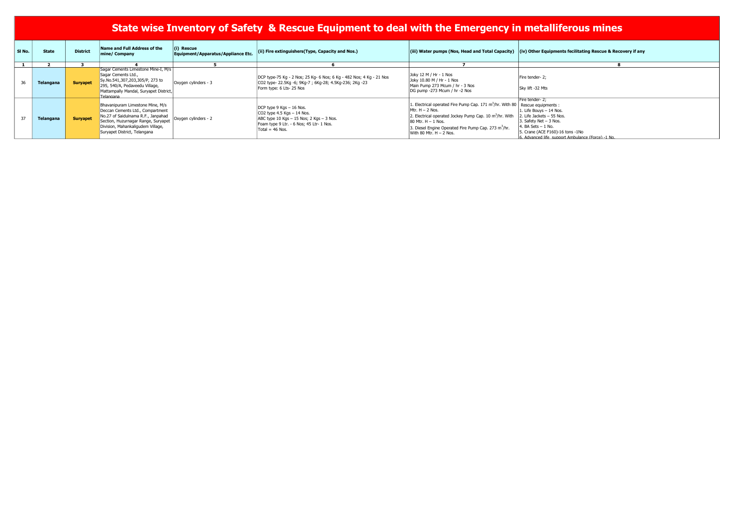# State wise Inventory of Safety & Rescue Equipment to deal with the Emergency in metalliferous mines

| Sl No. | State | District | Name and Full Address of the mine/ Company | (i) Rescue Equipment/Apparatus/Appliance Etc. | (ii) Fire extinguishers(Type, Capacity and Nos.) | (iii) Water pumps (Nos, Head and Total Capacity) | (iv) Other Equipments fecilitating Rescue & Recovery if any |
|---|---|---|---|---|---|---|---|
| 1 | 2 | 3 | 4 | 5 | 6 | 7 | 8 |
| 36 | Telangana | Suryapet | Sagar Cements Limestone Mine-I, M/s Sagar Cements Ltd., Sy.No.541,307,203,305/P, 273 to 295, 540/A, Pedaveedu Village, Mattampally Mandal, Suryapet District, Telangana | Oxygen cylinders - 3 | DCP type-75 Kg - 2 Nos; 25 Kg- 6 Nos; 6 Kg - 482 Nos; 4 Kg - 21 Nos<br>CO2 type- 22.5Kg -6; 9Kg-7 ; 6Kg-28; 4.5Kg-236; 2Kg -23<br>Form type: 6 Lts- 25 Nos | Joky 12 M / Hr - 1 Nos<br>Joky 10.80 M / Hr - 1 Nos<br>Main Pump 273 Mcum / hr - 3 Nos<br>DG pump -273 Mcum / hr -2 Nos | Fire tender- 2;<br>Sky lift -32 Mts |
| 37 | Telangana | Suryapet | Bhavanipuram Limestone Mine, M/s Deccan Cements Ltd., Compartment No.27 of Saidulnama R.F., Janpahad Section, Huzurnagar Range, Suryapet Division, Mahankaligudem Village, Suryapet District, Telangana | Oxygen cylinders - 2 | DCP type 9 Kgs – 16 Nos.<br>CO2 type 4.5 Kgs – 14 Nos.<br>ABC type 10 Kgs – 15 Nos; 2 Kgs – 3 Nos.<br>Foam type 9 Ltr. - 6 Nos; 45 Ltr- 1 Nos.<br>Total = 46 Nos. | 1. Electrical operated Fire Pump Cap. 171 $m^3$/hr. With 80 Mtr. H – 2 Nos.<br>2. Electrical operated Jockey Pump Cap. 10 $m^3$/hr. With 80 Mtr. H – 1 Nos.<br>3. Diesel Engine Operated Fire Pump Cap. 273 $m^3$/hr. With 80 Mtr. H – 2 Nos. | Fire tender- 2;<br>Rescue equipments :<br>1. Life Bouys – 14 Nos.<br>2. Life Jackets – 55 Nos.<br>3. Safety Net – 3 Nos.<br>4. BA Sets – 1 No.<br>5. Crane (ACE F160)-16 tons -1No<br>6. Advanced life support Ambulance (Force) -1 No. |